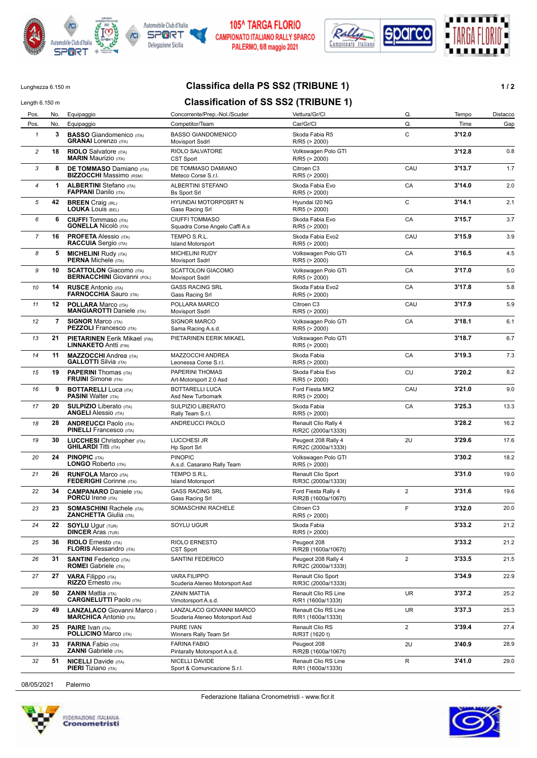**105^ TARGA FLORIO**
**CAMPIONATO ITALIANO RALLY SPARCO**
**PALERMO, 6/8 maggio 2021**

Lunghezza 6.150 m

Length 6.150 m

# Classifica della PS SS2 (TRIBUNE 1)

# Classification of SS SS2 (TRIBUNE 1)

| Pos. | No. | Equipaggio | Concorrente/Prep.-Nol./Scuderi | Vettura/Gr/Cl | Q. | Tempo | Distacco |
|---|---|---|---|---|---|---|---|
| Pos. | No. | Equipaggio | Competitor/Team | Car/Gr/Cl | Q. | Time | Gap |
| 1 | 3 | **BASSO** Giandomenico (ITA) **GRANAI** Lorenzo (ITA) | BASSO GIANDOMENICO Movisport Ssdrl | Skoda Fabia R5 R/R5 (> 2000) | C | **3'12.0** | |
| 2 | 18 | **RIOLO** Salvatore (ITA) **MARIN** Maurizio (ITA) | RIOLO SALVATORE CST Sport | Volkswagen Polo GTI R/R5 (> 2000) | | **3'12.8** | 0.8 |
| 3 | 8 | **DE TOMMASO** Damiano (ITA) **BIZZOCCHI** Massimo (RSM) | DE TOMMASO DAMIANO Meteco Corse S.r.l. | Citroen C3 R/R5 (> 2000) | CAU | **3'13.7** | 1.7 |
| 4 | 1 | **ALBERTINI** Stefano (ITA) **FAPPANI** Danilo (ITA) | ALBERTINI STEFANO Bs Sport Srl | Skoda Fabia Evo R/R5 (> 2000) | CA | **3'14.0** | 2.0 |
| 5 | 42 | **BREEN** Craig (IRL) **LOUKA** Louis (BEL) | HYUNDAI MOTORPOSRT N Gass Racing Srl | Hyundai I20 NG R/R5 (> 2000) | C | **3'14.1** | 2.1 |
| 6 | 6 | **CIUFFI** Tommaso (ITA) **GONELLA** Nicolò (ITA) | CIUFFI TOMMASO Squadra Corse Angelo Caffi A.s | Skoda Fabia Evo R/R5 (> 2000) | CA | **3'15.7** | 3.7 |
| 7 | 16 | **PROFETA** Alessio (ITA) **RACCUIA** Sergio (ITA) | TEMPO S.R.L. Island Motorsport | Skoda Fabia Evo2 R/R5 (> 2000) | CAU | **3'15.9** | 3.9 |
| 8 | 5 | **MICHELINI** Rudy (ITA) **PERNA** Michele (ITA) | MICHELINI RUDY Movisport Ssdrl | Volkswagen Polo GTI R/R5 (> 2000) | CA | **3'16.5** | 4.5 |
| 9 | 10 | **SCATTOLON** Giacomo (ITA) **BERNACCHINI** Giovanni (POL) | SCATTOLON GIACOMO Movisport Ssdrl | Volkswagen Polo GTI R/R5 (> 2000) | CA | **3'17.0** | 5.0 |
| 10 | 14 | **RUSCE** Antonio (ITA) **FARNOCCHIA** Sauro (ITA) | GASS RACING SRL Gass Racing Srl | Skoda Fabia Evo2 R/R5 (> 2000) | CA | **3'17.8** | 5.8 |
| 11 | 12 | **POLLARA** Marco (ITA) **MANGIAROTTI** Daniele (ITA) | POLLARA MARCO Movisport Ssdrl | Citroen C3 R/R5 (> 2000) | CAU | **3'17.9** | 5.9 |
| 12 | 7 | **SIGNOR** Marco (ITA) **PEZZOLI** Francesco (ITA) | SIGNOR MARCO Sama Racing A.s.d. | Volkswagen Polo GTI R/R5 (> 2000) | CA | **3'18.1** | 6.1 |
| 13 | 21 | **PIETARINEN** Eerik Mikael (FIN) **LINNAKETO** Antti (FIN) | PIETARINEN EERIK MIKAEL | Volkswagen Polo GTI R/R5 (> 2000) | | **3'18.7** | 6.7 |
| 14 | 11 | **MAZZOCCHI** Andrea (ITA) **GALLOTTI** Silvia (ITA) | MAZZOCCHI ANDREA Leonessa Corse S.r.l. | Skoda Fabia R/R5 (> 2000) | CA | **3'19.3** | 7.3 |
| 15 | 19 | **PAPERINI** Thomas (ITA) **FRUINI** Simone (ITA) | PAPERINI THOMAS Art-Motorsport 2.0 Asd | Skoda Fabia Evo R/R5 (> 2000) | CU | **3'20.2** | 8.2 |
| 16 | 9 | **BOTTARELLI** Luca (ITA) **PASINI** Walter (ITA) | BOTTARELLI LUCA Asd New Turbomark | Ford Fiesta MK2 R/R5 (> 2000) | CAU | **3'21.0** | 9.0 |
| 17 | 20 | **SULPIZIO** Liberato (ITA) **ANGELI** Alessio (ITA) | SULPIZIO LIBERATO Rally Team S.r.l. | Skoda Fabia R/R5 (> 2000) | CA | **3'25.3** | 13.3 |
| 18 | 28 | **ANDREUCCI** Paolo (ITA) **PINELLI** Francesco (ITA) | ANDREUCCI PAOLO | Renault Clio Rally 4 R/R2C (2000a/1333t) | | **3'28.2** | 16.2 |
| 19 | 30 | **LUCCHESI** Christopher (ITA) **GHILARDI** Titti (ITA) | LUCCHESI JR Hp Sport Srl | Peugeot 208 Rally 4 R/R2C (2000a/1333t) | 2U | **3'29.6** | 17.6 |
| 20 | 24 | **PINOPIC** (ITA) **LONGO** Roberto (ITA) | PINOPIC A.s.d. Casarano Rally Team | Volkswagen Polo GTI R/R5 (> 2000) | | **3'30.2** | 18.2 |
| 21 | 26 | **RUNFOLA** Marco (ITA) **FEDERIGHI** Corinne (ITA) | TEMPO S.R.L. Island Motorsport | Renault Clio Sport R/R3C (2000a/1333t) | | **3'31.0** | 19.0 |
| 22 | 34 | **CAMPANARO** Daniele (ITA) **PORCU** Irene (ITA) | GASS RACING SRL Gass Racing Srl | Ford Fiesta Rally 4 R/R2B (1600a/1067t) | 2 | **3'31.6** | 19.6 |
| 23 | 23 | **SOMASCHINI** Rachele (ITA) **ZANCHETTA** Giulia (ITA) | SOMASCHINI RACHELE | Citroen C3 R/R5 (> 2000) | F | **3'32.0** | 20.0 |
| 24 | 22 | **SOYLU** Ugur (TUR) **DINCER** Aras (TUR) | SOYLU UGUR | Skoda Fabia R/R5 (> 2000) | | **3'33.2** | 21.2 |
| 25 | 36 | **RIOLO** Ernesto (ITA) **FLORIS** Alessandro (ITA) | RIOLO ERNESTO CST Sport | Peugeot 208 R/R2B (1600a/1067t) | | **3'33.2** | 21.2 |
| 26 | 31 | **SANTINI** Federico (ITA) **ROMEI** Gabriele (ITA) | SANTINI FEDERICO | Peugeot 208 Rally 4 R/R2C (2000a/1333t) | 2 | **3'33.5** | 21.5 |
| 27 | 27 | **VARA** Filippo (ITA) **RIZZO** Ernesto (ITA) | VARA FILIPPO Scuderia Ateneo Motorsport Asd | Renault Clio Sport R/R3C (2000a/1333t) | | **3'34.9** | 22.9 |
| 28 | 50 | **ZANIN** Mattia (ITA) **CARGNELUTTI** Paolo (ITA) | ZANIN MATTIA Vimotorsport A.s.d. | Renault Clio RS Line R/R1 (1600a/1333t) | UR | **3'37.2** | 25.2 |
| 29 | 49 | **LANZALACO** Giovanni Marco ( **MARCHICA** Antonio (ITA) | LANZALACO GIOVANNI MARCO Scuderia Ateneo Motorsport Asd | Renault Clio RS Line R/R1 (1600a/1333t) | UR | **3'37.3** | 25.3 |
| 30 | 25 | **PAIRE** Ivan (ITA) **POLLICINO** Marco (ITA) | PAIRE IVAN Winners Rally Team Srl | Renault Clio RS R/R3T (1620 t) | 2 | **3'39.4** | 27.4 |
| 31 | 33 | **FARINA** Fabio (ITA) **ZANNI** Gabriele (ITA) | FARINA FABIO Pintarally Motorsport A.s.d. | Peugeot 208 R/R2B (1600a/1067t) | 2U | **3'40.9** | 28.9 |
| 32 | 51 | **NICELLI** Davide (ITA) **PIERI** Tiziano (ITA) | NICELLI DAVIDE Sport & Comunicazione S.r.l. | Renault Clio RS Line R/R1 (1600a/1333t) | R | **3'41.0** | 29.0 |

08/05/2021 Palermo

Federazione Italiana Cronometristi - www.ficr.it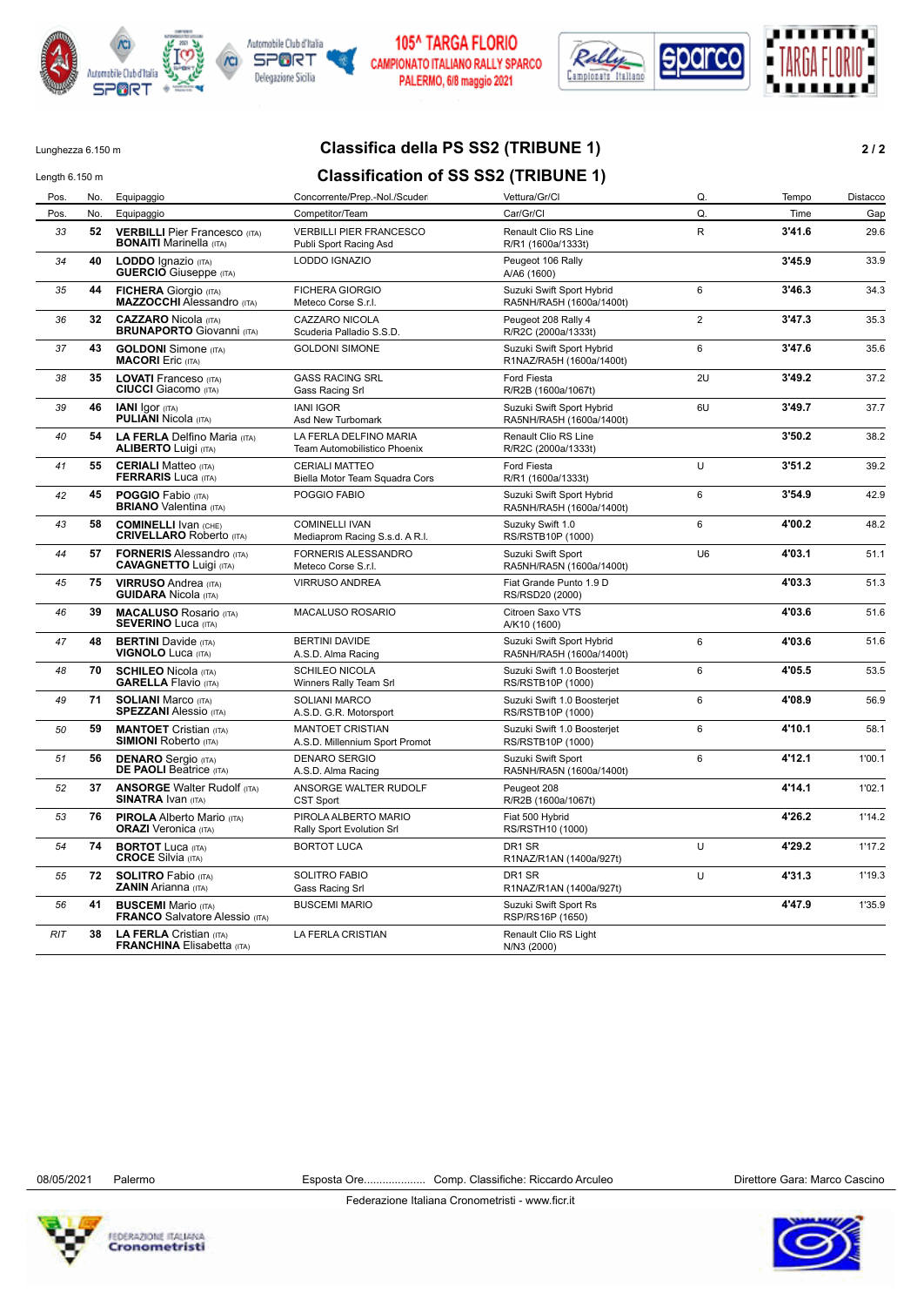105^ TARGA FLORIO
CAMPIONATO ITALIANO RALLY SPARCO
PALERMO, 6/8 maggio 2021

Lunghezza 6.150 m

Length 6.150 m

# Classifica della PS SS2 (TRIBUNE 1)

# Classification of SS SS2 (TRIBUNE 1)

| Pos. / Pos. | No. / No. | Equipaggio / Equipaggio | Concorrente/Prep.-Nol./Scuder / Competitor/Team | Vettura/Gr/Cl / Car/Gr/Cl | Q. / Q. | Tempo / Time | Distacco / Gap |
|---|---|---|---|---|---|---|---|
| 33 | 52 | **VERBILLI** Pier Francesco (ITA) **BONAITI** Marinella (ITA) | VERBILLI PIER FRANCESCO Publi Sport Racing Asd | Renault Clio RS Line R/R1 (1600a/1333t) | R | **3'41.6** | 29.6 |
| 34 | 40 | **LODDO** Ignazio (ITA) **GUERCIO** Giuseppe (ITA) | LODDO IGNAZIO | Peugeot 106 Rally A/A6 (1600) | | **3'45.9** | 33.9 |
| 35 | 44 | **FICHERA** Giorgio (ITA) **MAZZOCCHI** Alessandro (ITA) | FICHERA GIORGIO Meteco Corse S.r.l. | Suzuki Swift Sport Hybrid RA5NH/RA5H (1600a/1400t) | 6 | **3'46.3** | 34.3 |
| 36 | 32 | **CAZZARO** Nicola (ITA) **BRUNAPORTO** Giovanni (ITA) | CAZZARO NICOLA Scuderia Palladio S.S.D. | Peugeot 208 Rally 4 R/R2C (2000a/1333t) | 2 | **3'47.3** | 35.3 |
| 37 | 43 | **GOLDONI** Simone (ITA) **MACORI** Eric (ITA) | GOLDONI SIMONE | Suzuki Swift Sport Hybrid R1NAZ/RA5H (1600a/1400t) | 6 | **3'47.6** | 35.6 |
| 38 | 35 | **LOVATI** Franceso (ITA) **CIUCCI** Giacomo (ITA) | GASS RACING SRL Gass Racing Srl | Ford Fiesta R/R2B (1600a/1067t) | 2U | **3'49.2** | 37.2 |
| 39 | 46 | **IANI** Igor (ITA) **PULIANI** Nicola (ITA) | IANI IGOR Asd New Turbomark | Suzuki Swift Sport Hybrid RA5NH/RA5H (1600a/1400t) | 6U | **3'49.7** | 37.7 |
| 40 | 54 | **LA FERLA** Delfino Maria (ITA) **ALIBERTO** Luigi (ITA) | LA FERLA DELFINO MARIA Team Automobilistico Phoenix | Renault Clio RS Line R/R2C (2000a/1333t) | | **3'50.2** | 38.2 |
| 41 | 55 | **CERIALI** Matteo (ITA) **FERRARIS** Luca (ITA) | CERIALI MATTEO Biella Motor Team Squadra Cors | Ford Fiesta R/R1 (1600a/1333t) | U | **3'51.2** | 39.2 |
| 42 | 45 | **POGGIO** Fabio (ITA) **BRIANO** Valentina (ITA) | POGGIO FABIO | Suzuki Swift Sport Hybrid RA5NH/RA5H (1600a/1400t) | 6 | **3'54.9** | 42.9 |
| 43 | 58 | **COMINELLI** Ivan (CHE) **CRIVELLARO** Roberto (ITA) | COMINELLI IVAN Mediaprom Racing S.s.d. A R.l. | Suzuky Swift 1.0 RS/RSTB10P (1000) | 6 | **4'00.2** | 48.2 |
| 44 | 57 | **FORNERIS** Alessandro (ITA) **CAVAGNETTO** Luigi (ITA) | FORNERIS ALESSANDRO Meteco Corse S.r.l. | Suzuki Swift Sport RA5NH/RA5N (1600a/1400t) | U6 | **4'03.1** | 51.1 |
| 45 | 75 | **VIRRUSO** Andrea (ITA) **GUIDARA** Nicola (ITA) | VIRRUSO ANDREA | Fiat Grande Punto 1.9 D RS/RSD20 (2000) | | **4'03.3** | 51.3 |
| 46 | 39 | **MACALUSO** Rosario (ITA) **SEVERINO** Luca (ITA) | MACALUSO ROSARIO | Citroen Saxo VTS A/K10 (1600) | | **4'03.6** | 51.6 |
| 47 | 48 | **BERTINI** Davide (ITA) **VIGNOLO** Luca (ITA) | BERTINI DAVIDE A.S.D. Alma Racing | Suzuki Swift Sport Hybrid RA5NH/RA5H (1600a/1400t) | 6 | **4'03.6** | 51.6 |
| 48 | 70 | **SCHILEO** Nicola (ITA) **GARELLA** Flavio (ITA) | SCHILEO NICOLA Winners Rally Team Srl | Suzuki Swift 1.0 Boosterjet RS/RSTB10P (1000) | 6 | **4'05.5** | 53.5 |
| 49 | 71 | **SOLIANI** Marco (ITA) **SPEZZANI** Alessio (ITA) | SOLIANI MARCO A.S.D. G.R. Motorsport | Suzuki Swift 1.0 Boosterjet RS/RSTB10P (1000) | 6 | **4'08.9** | 56.9 |
| 50 | 59 | **MANTOET** Cristian (ITA) **SIMIONI** Roberto (ITA) | MANTOET CRISTIAN A.S.D. Millennium Sport Promot | Suzuki Swift 1.0 Boosterjet RS/RSTB10P (1000) | 6 | **4'10.1** | 58.1 |
| 51 | 56 | **DENARO** Sergio (ITA) **DE PAOLI** Beatrice (ITA) | DENARO SERGIO A.S.D. Alma Racing | Suzuki Swift Sport RA5NH/RA5N (1600a/1400t) | 6 | **4'12.1** | 1'00.1 |
| 52 | 37 | **ANSORGE** Walter Rudolf (ITA) **SINATRA** Ivan (ITA) | ANSORGE WALTER RUDOLF CST Sport | Peugeot 208 R/R2B (1600a/1067t) | | **4'14.1** | 1'02.1 |
| 53 | 76 | **PIROLA** Alberto Mario (ITA) **ORAZI** Veronica (ITA) | PIROLA ALBERTO MARIO Rally Sport Evolution Srl | Fiat 500 Hybrid RS/RSTH10 (1000) | | **4'26.2** | 1'14.2 |
| 54 | 74 | **BORTOT** Luca (ITA) **CROCE** Silvia (ITA) | BORTOT LUCA | DR1 SR R1NAZ/R1AN (1400a/927t) | U | **4'29.2** | 1'17.2 |
| 55 | 72 | **SOLITRO** Fabio (ITA) **ZANIN** Arianna (ITA) | SOLITRO FABIO Gass Racing Srl | DR1 SR R1NAZ/R1AN (1400a/927t) | U | **4'31.3** | 1'19.3 |
| 56 | 41 | **BUSCEMI** Mario (ITA) **FRANCO** Salvatore Alessio (ITA) | BUSCEMI MARIO | Suzuki Swift Sport Rs RSP/RS16P (1650) | | **4'47.9** | 1'35.9 |
| RIT | 38 | **LA FERLA** Cristian (ITA) **FRANCHINA** Elisabetta (ITA) | LA FERLA CRISTIAN | Renault Clio RS Light N/N3 (2000) | | | |

08/05/2021 Palermo Esposta Ore.................... Comp. Classifiche: Riccardo Arculeo Direttore Gara: Marco Cascino

Federazione Italiana Cronometristi - www.ficr.it